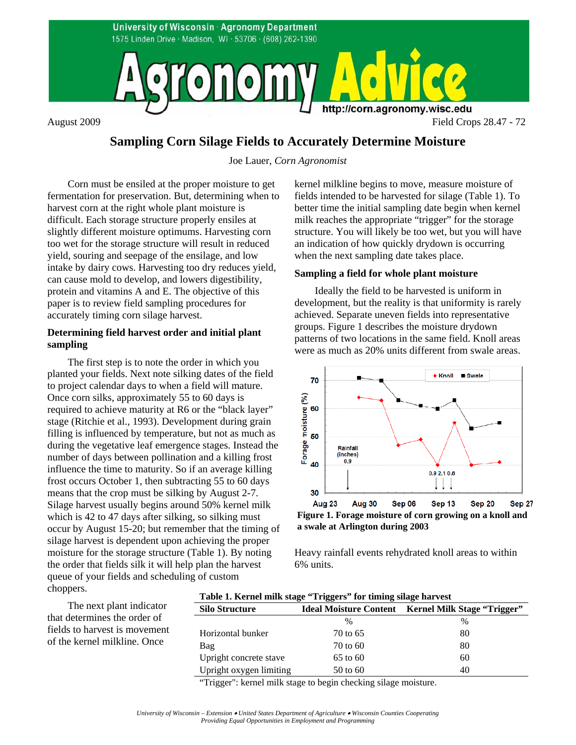University of Wisconsin · Agronomy Department
1575 Linden Drive · Madison, WI · 53706 · (608) 262-1390

# Agronomy Advice

http://corn.agronomy.wisc.edu

August 2009 Field Crops 28.47 - 72

## Sampling Corn Silage Fields to Accurately Determine Moisture

Joe Lauer, *Corn Agronomist*

Corn must be ensiled at the proper moisture to get fermentation for preservation. But, determining when to harvest corn at the right whole plant moisture is difficult. Each storage structure properly ensiles at slightly different moisture optimums. Harvesting corn too wet for the storage structure will result in reduced yield, souring and seepage of the ensilage, and low intake by dairy cows. Harvesting too dry reduces yield, can cause mold to develop, and lowers digestibility, protein and vitamins A and E. The objective of this paper is to review field sampling procedures for accurately timing corn silage harvest.

### Determining field harvest order and initial plant sampling

The first step is to note the order in which you planted your fields. Next note silking dates of the field to project calendar days to when a field will mature. Once corn silks, approximately 55 to 60 days is required to achieve maturity at R6 or the "black layer" stage (Ritchie et al., 1993). Development during grain filling is influenced by temperature, but not as much as during the vegetative leaf emergence stages. Instead the number of days between pollination and a killing frost influence the time to maturity. So if an average killing frost occurs October 1, then subtracting 55 to 60 days means that the crop must be silking by August 2-7. Silage harvest usually begins around 50% kernel milk which is 42 to 47 days after silking, so silking must occur by August 15-20; but remember that the timing of silage harvest is dependent upon achieving the proper moisture for the storage structure (Table 1). By noting the order that fields silk it will help plan the harvest queue of your fields and scheduling of custom choppers.

The next plant indicator that determines the order of fields to harvest is movement of the kernel milkline. Once kernel milkline begins to move, measure moisture of fields intended to be harvested for silage (Table 1). To better time the initial sampling date begin when kernel milk reaches the appropriate "trigger" for the storage structure. You will likely be too wet, but you will have an indication of how quickly drydown is occurring when the next sampling date takes place.

### Sampling a field for whole plant moisture

Ideally the field to be harvested is uniform in development, but the reality is that uniformity is rarely achieved. Separate uneven fields into representative groups. Figure 1 describes the moisture drydown patterns of two locations in the same field. Knoll areas were as much as 20% units different from swale areas.

**Figure 1. Forage moisture of corn growing on a knoll and a swale at Arlington during 2003**

Heavy rainfall events rehydrated knoll areas to within 6% units.

**Table 1. Kernel milk stage "Triggers" for timing silage harvest**

| Silo Structure | Ideal Moisture Content | Kernel Milk Stage "Trigger" |
|---|---|---|
| | % | % |
| Horizontal bunker | 70 to 65 | 80 |
| Bag | 70 to 60 | 80 |
| Upright concrete stave | 65 to 60 | 60 |
| Upright oxygen limiting | 50 to 60 | 40 |

"Trigger": kernel milk stage to begin checking silage moisture.

*University of Wisconsin – Extension • United States Department of Agriculture • Wisconsin Counties Cooperating*
*Providing Equal Opportunities in Employment and Programming*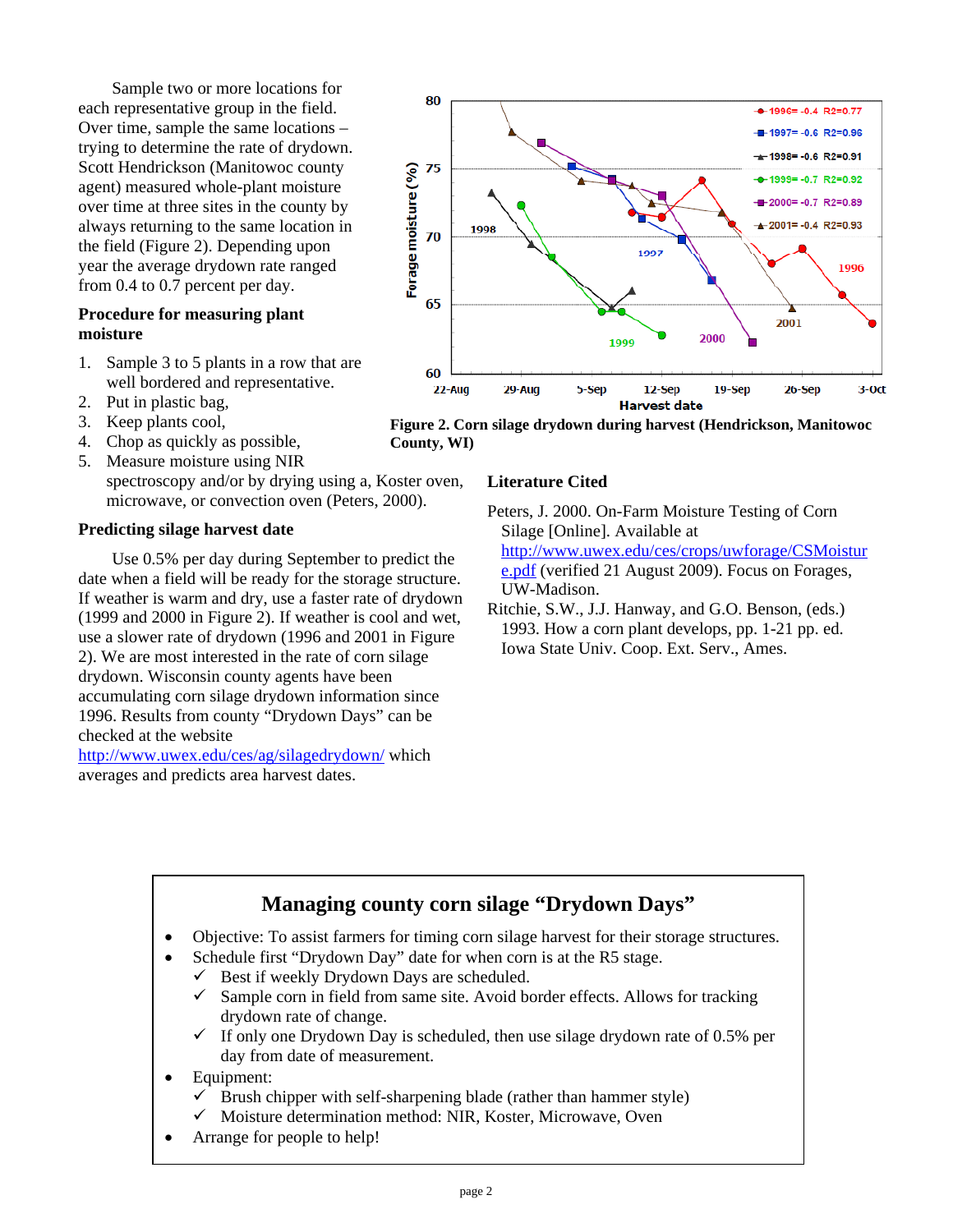Sample two or more locations for each representative group in the field. Over time, sample the same locations – trying to determine the rate of drydown. Scott Hendrickson (Manitowoc county agent) measured whole-plant moisture over time at three sites in the county by always returning to the same location in the field (Figure 2). Depending upon year the average drydown rate ranged from 0.4 to 0.7 percent per day.

80
75
70
65
60
Forage moisture (%)
22-Aug
29-Aug
5-Sep
12-Sep
19-Sep
26-Sep
3-Oct
Harvest date
1996= -0.4 R2=0.77
1997= -0.6 R2=0.96
1998= -0.6 R2=0.91
1999= -0.7 R2=0.92
2000= -0.7 R2=0.89
2001= -0.4 R2=0.93
1998
1997
1996
2001
2000
1999

**Figure 2. Corn silage drydown during harvest (Hendrickson, Manitowoc County, WI)**

### Procedure for measuring plant moisture

1. Sample 3 to 5 plants in a row that are well bordered and representative.
2. Put in plastic bag,
3. Keep plants cool,
4. Chop as quickly as possible,
5. Measure moisture using NIR spectroscopy and/or by drying using a, Koster oven, microwave, or convection oven (Peters, 2000).

### Predicting silage harvest date

Use 0.5% per day during September to predict the date when a field will be ready for the storage structure. If weather is warm and dry, use a faster rate of drydown (1999 and 2000 in Figure 2). If weather is cool and wet, use a slower rate of drydown (1996 and 2001 in Figure 2). We are most interested in the rate of corn silage drydown. Wisconsin county agents have been accumulating corn silage drydown information since 1996. Results from county "Drydown Days" can be checked at the website http://www.uwex.edu/ces/ag/silagedrydown/ which averages and predicts area harvest dates.

### Literature Cited

Peters, J. 2000. On-Farm Moisture Testing of Corn Silage [Online]. Available at http://www.uwex.edu/ces/crops/uwforage/CSMoisture.pdf (verified 21 August 2009). Focus on Forages, UW-Madison.

Ritchie, S.W., J.J. Hanway, and G.O. Benson, (eds.) 1993. How a corn plant develops, pp. 1-21 pp. ed. Iowa State Univ. Coop. Ext. Serv., Ames.

## Managing county corn silage "Drydown Days"

- Objective: To assist farmers for timing corn silage harvest for their storage structures.
- Schedule first "Drydown Day" date for when corn is at the R5 stage.
  - ✓ Best if weekly Drydown Days are scheduled.
  - ✓ Sample corn in field from same site. Avoid border effects. Allows for tracking drydown rate of change.
  - ✓ If only one Drydown Day is scheduled, then use silage drydown rate of 0.5% per day from date of measurement.
- Equipment:
  - ✓ Brush chipper with self-sharpening blade (rather than hammer style)
  - ✓ Moisture determination method: NIR, Koster, Microwave, Oven
- Arrange for people to help!